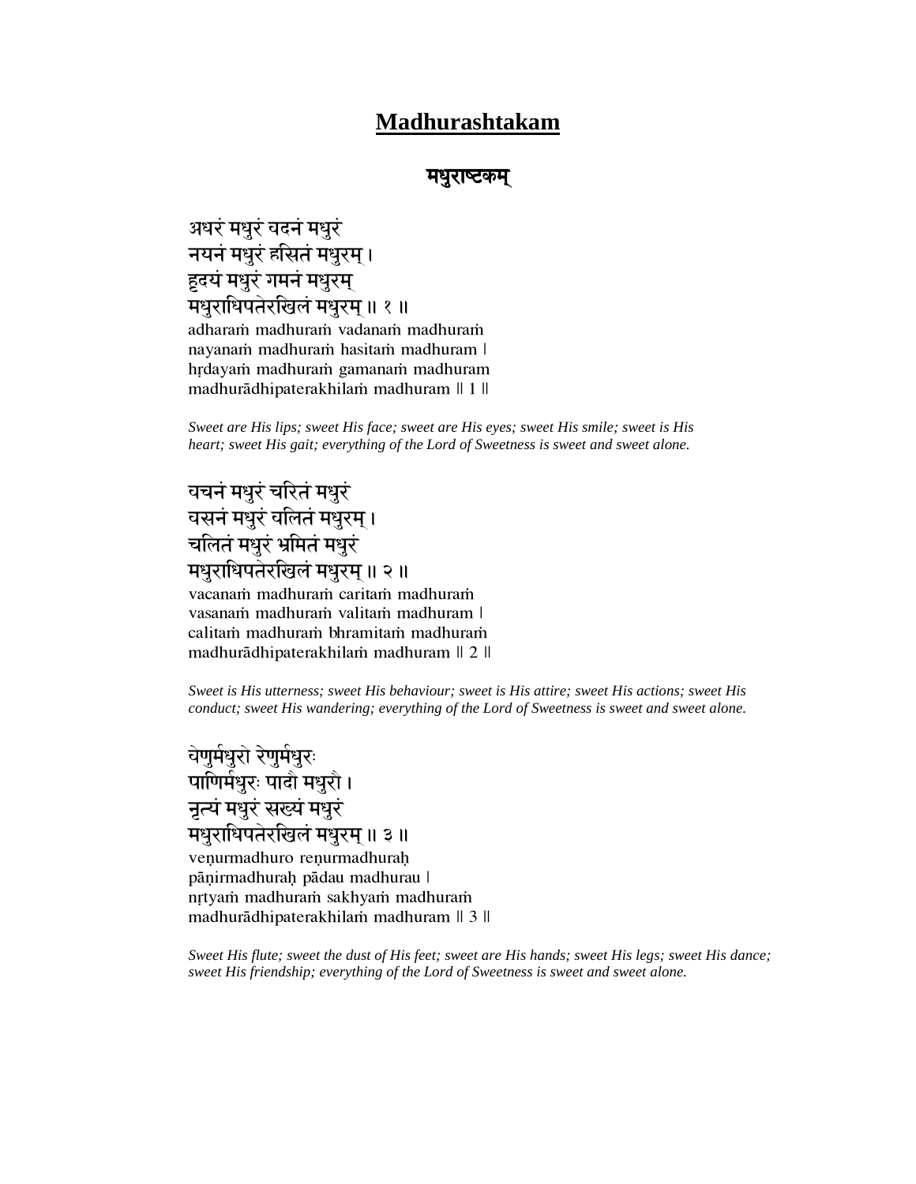# Madhurashtakam

## मधुराष्टकम्

अधरं मधुरं वदनं मधुरं
नयनं मधुरं हसितं मधुरम् ।
हृदयं मधुरं गमनं मधुरम्
मधुराधिपतेरखिलं मधुरम् ॥ १ ॥

adharaṁ madhuraṁ vadanaṁ madhuraṁ
nayanaṁ madhuraṁ hasitaṁ madhuram |
hṛdayaṁ madhuraṁ gamanaṁ madhuram
madhurādhipaterakhilaṁ madhuram || 1 ||

*Sweet are His lips; sweet His face; sweet are His eyes; sweet His smile; sweet is His heart; sweet His gait; everything of the Lord of Sweetness is sweet and sweet alone.*

वचनं मधुरं चरितं मधुरं
वसनं मधुरं वलितं मधुरम् ।
चलितं मधुरं भ्रमितं मधुरं
मधुराधिपतेरखिलं मधुरम् ॥ २ ॥

vacanaṁ madhuraṁ caritaṁ madhuraṁ
vasanaṁ madhuraṁ valitaṁ madhuram |
calitaṁ madhuraṁ bhramitaṁ madhuraṁ
madhurādhipaterakhilaṁ madhuram || 2 ||

*Sweet is His utterness; sweet His behaviour; sweet is His attire; sweet His actions; sweet His conduct; sweet His wandering; everything of the Lord of Sweetness is sweet and sweet alone.*

वेणुर्मधुरो रेणुर्मधुरः
पाणिर्मधुरः पादौ मधुरौ ।
नृत्यं मधुरं सख्यं मधुरं
मधुराधिपतेरखिलं मधुरम् ॥ ३ ॥

veṇurmadhuro reṇurmadhuraḥ
pāṇirmadhuraḥ pādau madhurau |
nṛtyaṁ madhuraṁ sakhyaṁ madhuraṁ
madhurādhipaterakhilaṁ madhuram || 3 ||

*Sweet His flute; sweet the dust of His feet; sweet are His hands; sweet His legs; sweet His dance; sweet His friendship; everything of the Lord of Sweetness is sweet and sweet alone.*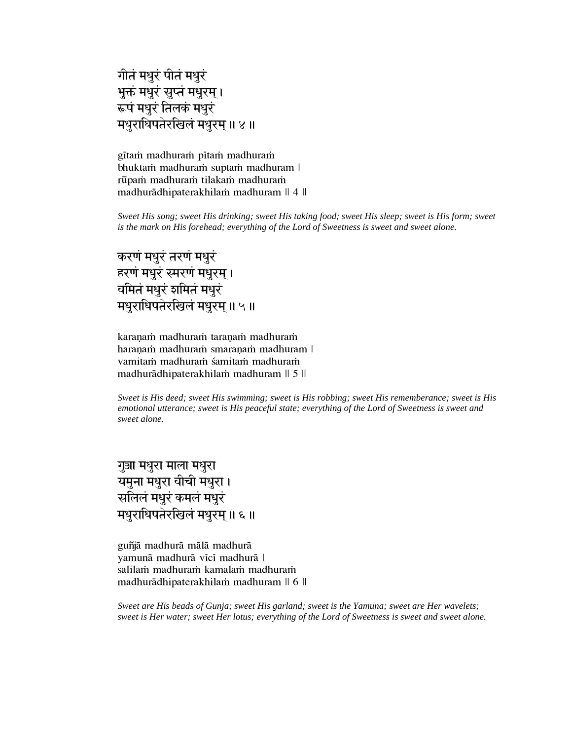गीतं मधुरं पीतं मधुरं
भुक्तं मधुरं सुप्तं मधुरम् ।
रूपं मधुरं तिलकं मधुरं
मधुराधिपतेरखिलं मधुरम् ॥ ४ ॥

gītaṁ madhuraṁ pītaṁ madhuraṁ
bhuktaṁ madhuraṁ suptaṁ madhuram |
rūpaṁ madhuraṁ tilakaṁ madhuraṁ
madhurādhipaterakhilaṁ madhuram || 4 ||

*Sweet His song; sweet His drinking; sweet His taking food; sweet His sleep; sweet is His form; sweet is the mark on His forehead; everything of the Lord of Sweetness is sweet and sweet alone.*

करणं मधुरं तरणं मधुरं
हरणं मधुरं स्मरणं मधुरम् ।
वमितं मधुरं शमितं मधुरं
मधुराधिपतेरखिलं मधुरम् ॥ ५ ॥

karaṇaṁ madhuraṁ taraṇaṁ madhuraṁ
haraṇaṁ madhuraṁ smaraṇaṁ madhuram |
vamitaṁ madhuraṁ śamitaṁ madhuraṁ
madhurādhipaterakhilaṁ madhuram || 5 ||

*Sweet is His deed; sweet His swimming; sweet is His robbing; sweet His rememberance; sweet is His emotional utterance; sweet is His peaceful state; everything of the Lord of Sweetness is sweet and sweet alone.*

गुञ्जा मधुरा माला मधुरा
यमुना मधुरा वीची मधुरा ।
सलिलं मधुरं कमलं मधुरं
मधुराधिपतेरखिलं मधुरम् ॥ ६ ॥

guñjā madhurā mālā madhurā
yamunā madhurā vīcī madhurā |
salilaṁ madhuraṁ kamalaṁ madhuraṁ
madhurādhipaterakhilaṁ madhuram || 6 ||

*Sweet are His beads of Gunja; sweet His garland; sweet is the Yamuna; sweet are Her wavelets; sweet is Her water; sweet Her lotus; everything of the Lord of Sweetness is sweet and sweet alone.*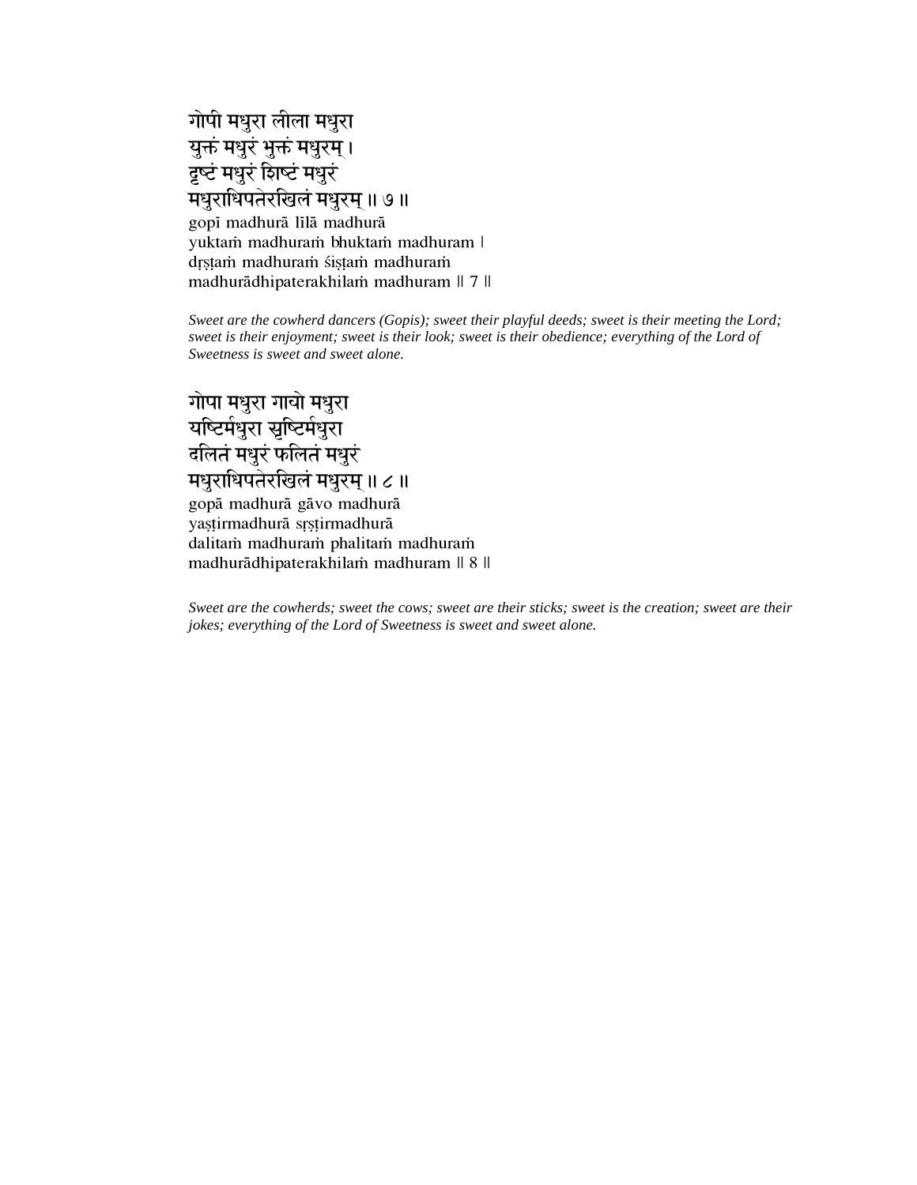गोपी मधुरा लीला मधुरा
युक्तं मधुरं भुक्तं मधुरम् ।
दृष्टं मधुरं शिष्टं मधुरं
मधुराधिपतेरखिलं मधुरम् ॥ ७ ॥

gopī madhurā līlā madhurā
yuktaṁ madhuraṁ bhuktaṁ madhuram |
dṛṣṭaṁ madhuraṁ śiṣṭaṁ madhuraṁ
madhurādhipaterakhilaṁ madhuram || 7 ||

*Sweet are the cowherd dancers (Gopis); sweet their playful deeds; sweet is their meeting the Lord; sweet is their enjoyment; sweet is their look; sweet is their obedience; everything of the Lord of Sweetness is sweet and sweet alone.*

गोपा मधुरा गावो मधुरा
यष्टिर्मधुरा सृष्टिर्मधुरा
दलितं मधुरं फलितं मधुरं
मधुराधिपतेरखिलं मधुरम् ॥ ८ ॥

gopā madhurā gāvo madhurā
yaṣṭirmadhurā sṛṣṭirmadhurā
dalitaṁ madhuraṁ phalitaṁ madhuraṁ
madhurādhipaterakhilaṁ madhuram || 8 ||

*Sweet are the cowherds; sweet the cows; sweet are their sticks; sweet is the creation; sweet are their jokes; everything of the Lord of Sweetness is sweet and sweet alone.*